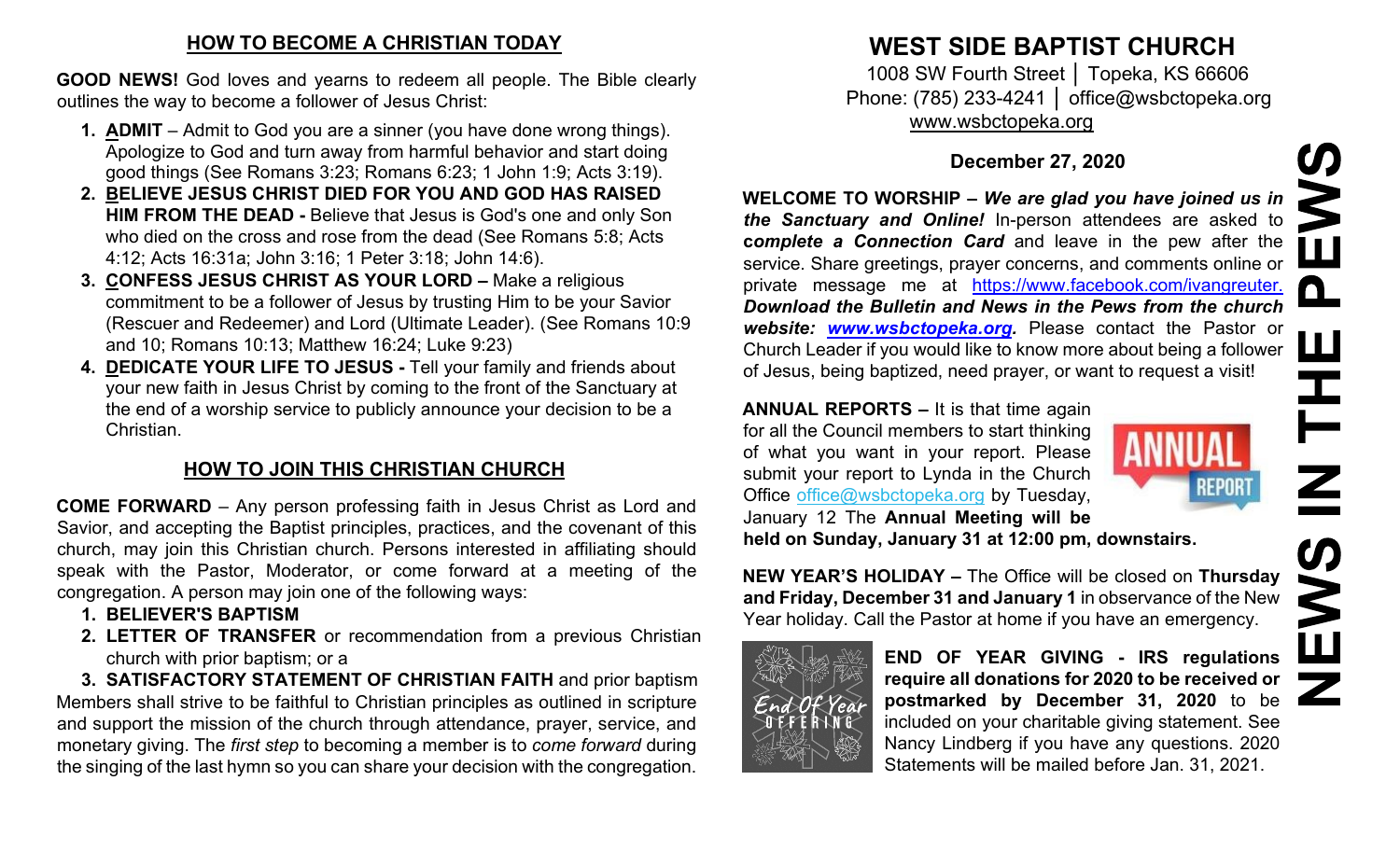## HOW TO BECOME A CHRISTIAN TODAY

**GOOD NEWS!** God loves and yearns to redeem all people. The Bible clearly outlines the way to become a follower of Jesus Christ:

1. **ADMIT** – Admit to God you are a sinner (you have done wrong things). Apologize to God and turn away from harmful behavior and start doing good things (See Romans 3:23; Romans 6:23; 1 John 1:9; Acts 3:19).
2. **BELIEVE JESUS CHRIST DIED FOR YOU AND GOD HAS RAISED HIM FROM THE DEAD -** Believe that Jesus is God's one and only Son who died on the cross and rose from the dead (See Romans 5:8; Acts 4:12; Acts 16:31a; John 3:16; 1 Peter 3:18; John 14:6).
3. **CONFESS JESUS CHRIST AS YOUR LORD –** Make a religious commitment to be a follower of Jesus by trusting Him to be your Savior (Rescuer and Redeemer) and Lord (Ultimate Leader). (See Romans 10:9 and 10; Romans 10:13; Matthew 16:24; Luke 9:23)
4. **DEDICATE YOUR LIFE TO JESUS -** Tell your family and friends about your new faith in Jesus Christ by coming to the front of the Sanctuary at the end of a worship service to publicly announce your decision to be a Christian.

## HOW TO JOIN THIS CHRISTIAN CHURCH

**COME FORWARD** – Any person professing faith in Jesus Christ as Lord and Savior, and accepting the Baptist principles, practices, and the covenant of this church, may join this Christian church. Persons interested in affiliating should speak with the Pastor, Moderator, or come forward at a meeting of the congregation. A person may join one of the following ways:

1. **BELIEVER'S BAPTISM**
2. **LETTER OF TRANSFER** or recommendation from a previous Christian church with prior baptism; or a
3. **SATISFACTORY STATEMENT OF CHRISTIAN FAITH** and prior baptism

Members shall strive to be faithful to Christian principles as outlined in scripture and support the mission of the church through attendance, prayer, service, and monetary giving. The *first step* to becoming a member is to *come forward* during the singing of the last hymn so you can share your decision with the congregation.

# WEST SIDE BAPTIST CHURCH

1008 SW Fourth Street │ Topeka, KS 66606
Phone: (785) 233-4241 │ office@wsbctopeka.org
www.wsbctopeka.org

**December 27, 2020**

# NEWS IN THE PEWS

**WELCOME TO WORSHIP –** ***We are glad you have joined us in the Sanctuary and Online!*** In-person attendees are asked to **c*omplete a Connection Card*** and leave in the pew after the service. Share greetings, prayer concerns, and comments online or private message me at https://www.facebook.com/ivangreuter. ***Download the Bulletin and News in the Pews from the church website: www.wsbctopeka.org.*** Please contact the Pastor or Church Leader if you would like to know more about being a follower of Jesus, being baptized, need prayer, or want to request a visit!

**ANNUAL REPORTS –** It is that time again for all the Council members to start thinking of what you want in your report. Please submit your report to Lynda in the Church Office office@wsbctopeka.org by Tuesday, January 12 The **Annual Meeting will be held on Sunday, January 31 at 12:00 pm, downstairs.**

**NEW YEAR'S HOLIDAY –** The Office will be closed on **Thursday and Friday, December 31 and January 1** in observance of the New Year holiday. Call the Pastor at home if you have an emergency.

**END OF YEAR GIVING - IRS regulations require all donations for 2020 to be received or postmarked by December 31, 2020** to be included on your charitable giving statement. See Nancy Lindberg if you have any questions. 2020 Statements will be mailed before Jan. 31, 2021.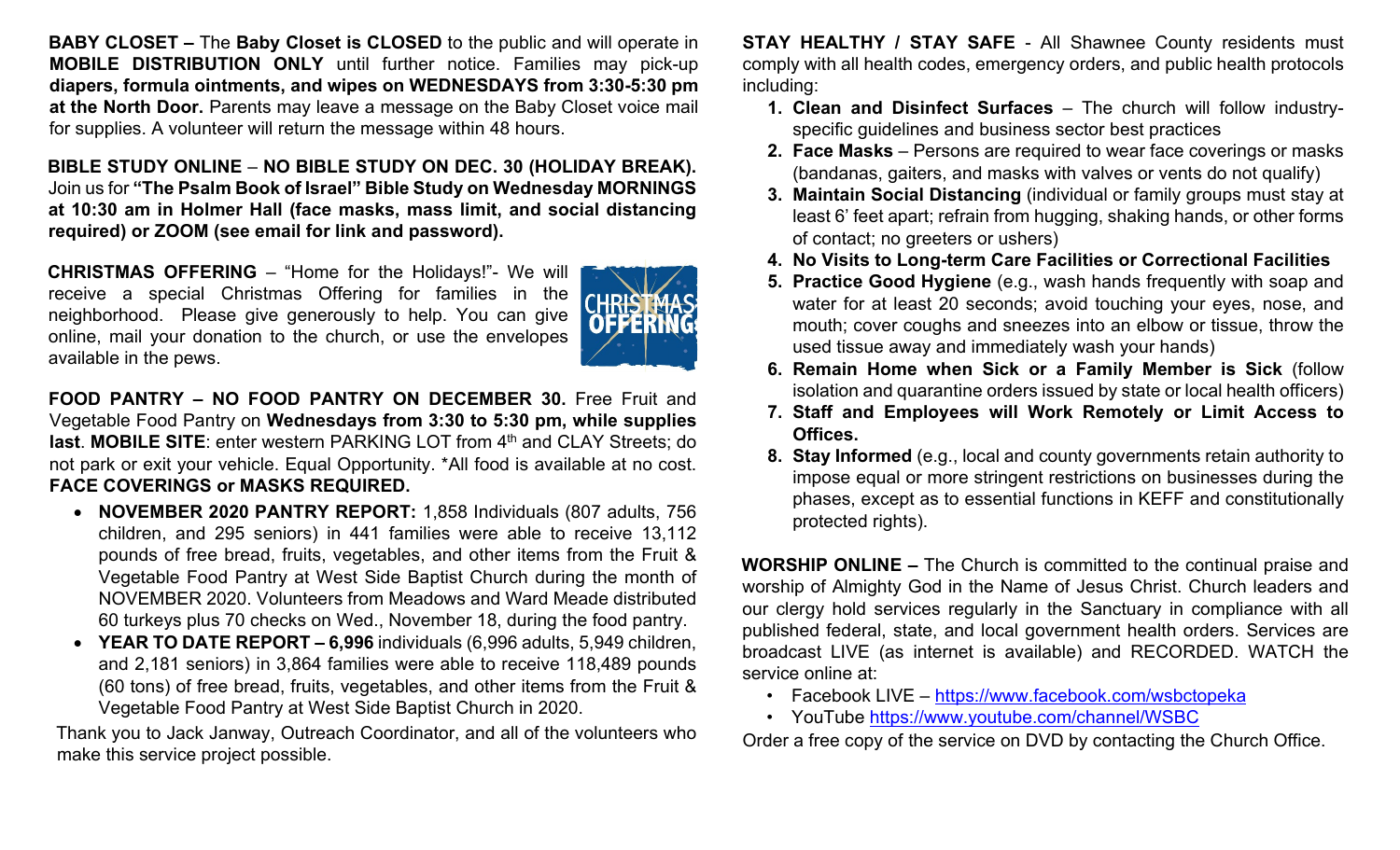**BABY CLOSET –** The **Baby Closet is CLOSED** to the public and will operate in **MOBILE DISTRIBUTION ONLY** until further notice. Families may pick-up **diapers, formula ointments, and wipes on WEDNESDAYS from 3:30-5:30 pm at the North Door.** Parents may leave a message on the Baby Closet voice mail for supplies. A volunteer will return the message within 48 hours.

**BIBLE STUDY ONLINE** – **NO BIBLE STUDY ON DEC. 30 (HOLIDAY BREAK).** Join us for **"The Psalm Book of Israel" Bible Study on Wednesday MORNINGS at 10:30 am in Holmer Hall (face masks, mass limit, and social distancing required) or ZOOM (see email for link and password).**

**CHRISTMAS OFFERING** – "Home for the Holidays!"- We will receive a special Christmas Offering for families in the neighborhood. Please give generously to help. You can give online, mail your donation to the church, or use the envelopes available in the pews.

**FOOD PANTRY – NO FOOD PANTRY ON DECEMBER 30.** Free Fruit and Vegetable Food Pantry on **Wednesdays from 3:30 to 5:30 pm, while supplies last**. **MOBILE SITE**: enter western PARKING LOT from 4th and CLAY Streets; do not park or exit your vehicle. Equal Opportunity. *All food is available at no cost. **FACE COVERINGS or MASKS REQUIRED.**

- **NOVEMBER 2020 PANTRY REPORT:** 1,858 Individuals (807 adults, 756 children, and 295 seniors) in 441 families were able to receive 13,112 pounds of free bread, fruits, vegetables, and other items from the Fruit & Vegetable Food Pantry at West Side Baptist Church during the month of NOVEMBER 2020. Volunteers from Meadows and Ward Meade distributed 60 turkeys plus 70 checks on Wed., November 18, during the food pantry.
- **YEAR TO DATE REPORT – 6,996** individuals (6,996 adults, 5,949 children, and 2,181 seniors) in 3,864 families were able to receive 118,489 pounds (60 tons) of free bread, fruits, vegetables, and other items from the Fruit & Vegetable Food Pantry at West Side Baptist Church in 2020.

Thank you to Jack Janway, Outreach Coordinator, and all of the volunteers who make this service project possible.

**STAY HEALTHY / STAY SAFE** - All Shawnee County residents must comply with all health codes, emergency orders, and public health protocols including:

1. **Clean and Disinfect Surfaces** – The church will follow industry-specific guidelines and business sector best practices
2. **Face Masks** – Persons are required to wear face coverings or masks (bandanas, gaiters, and masks with valves or vents do not qualify)
3. **Maintain Social Distancing** (individual or family groups must stay at least 6' feet apart; refrain from hugging, shaking hands, or other forms of contact; no greeters or ushers)
4. **No Visits to Long-term Care Facilities or Correctional Facilities**
5. **Practice Good Hygiene** (e.g., wash hands frequently with soap and water for at least 20 seconds; avoid touching your eyes, nose, and mouth; cover coughs and sneezes into an elbow or tissue, throw the used tissue away and immediately wash your hands)
6. **Remain Home when Sick or a Family Member is Sick** (follow isolation and quarantine orders issued by state or local health officers)
7. **Staff and Employees will Work Remotely or Limit Access to Offices.**
8. **Stay Informed** (e.g., local and county governments retain authority to impose equal or more stringent restrictions on businesses during the phases, except as to essential functions in KEFF and constitutionally protected rights).

**WORSHIP ONLINE –** The Church is committed to the continual praise and worship of Almighty God in the Name of Jesus Christ. Church leaders and our clergy hold services regularly in the Sanctuary in compliance with all published federal, state, and local government health orders. Services are broadcast LIVE (as internet is available) and RECORDED. WATCH the service online at:

- Facebook LIVE – https://www.facebook.com/wsbctopeka
- YouTube https://www.youtube.com/channel/WSBC

Order a free copy of the service on DVD by contacting the Church Office.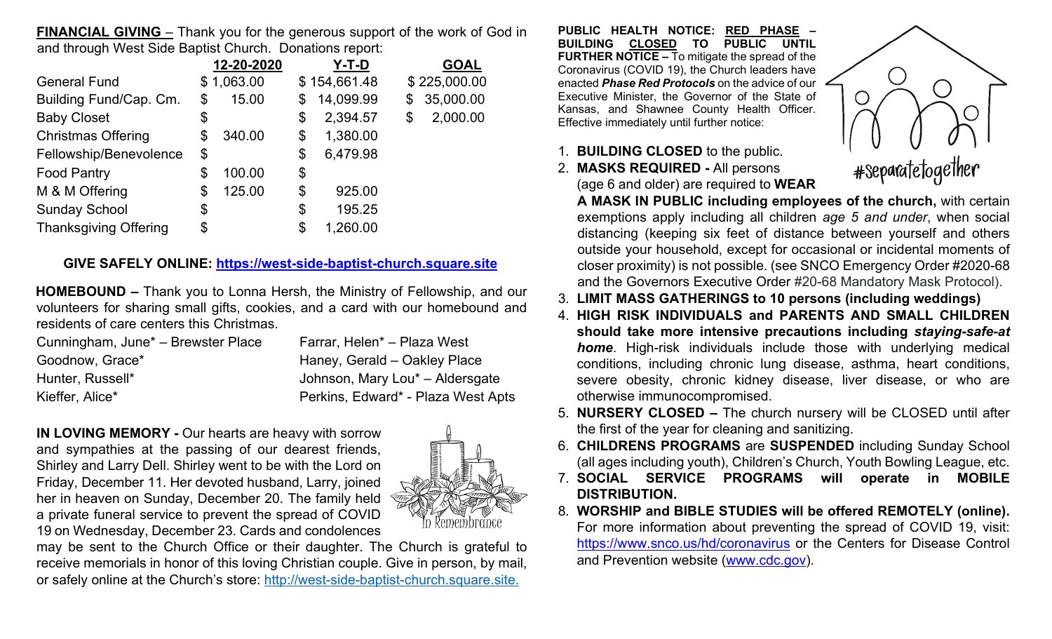**FINANCIAL GIVING** – Thank you for the generous support of the work of God in and through West Side Baptist Church. Donations report:

| | 12-20-2020 | Y-T-D | GOAL |
|---|---|---|---|
| General Fund | $ 1,063.00 | $ 154,661.48 | $ 225,000.00 |
| Building Fund/Cap. Cm. | $ 15.00 | $ 14,099.99 | $ 35,000.00 |
| Baby Closet | $ | $ 2,394.57 | $ 2,000.00 |
| Christmas Offering | $ 340.00 | $ 1,380.00 | |
| Fellowship/Benevolence | $ | $ 6,479.98 | |
| Food Pantry | $ 100.00 | $ | |
| M & M Offering | $ 125.00 | $ 925.00 | |
| Sunday School | $ | $ 195.25 | |
| Thanksgiving Offering | $ | $ 1,260.00 | |

**GIVE SAFELY ONLINE: https://west-side-baptist-church.square.site**

**HOMEBOUND –** Thank you to Lonna Hersh, the Ministry of Fellowship, and our volunteers for sharing small gifts, cookies, and a card with our homebound and residents of care centers this Christmas.

| | |
|---|---|
| Cunningham, June* – Brewster Place | Farrar, Helen* – Plaza West |
| Goodnow, Grace* | Haney, Gerald – Oakley Place |
| Hunter, Russell* | Johnson, Mary Lou* – Aldersgate |
| Kieffer, Alice* | Perkins, Edward* - Plaza West Apts |

**IN LOVING MEMORY -** Our hearts are heavy with sorrow and sympathies at the passing of our dearest friends, Shirley and Larry Dell. Shirley went to be with the Lord on Friday, December 11. Her devoted husband, Larry, joined her in heaven on Sunday, December 20. The family held a private funeral service to prevent the spread of COVID 19 on Wednesday, December 23. Cards and condolences may be sent to the Church Office or their daughter. The Church is grateful to receive memorials in honor of this loving Christian couple. Give in person, by mail, or safely online at the Church's store: http://west-side-baptist-church.square.site.

**PUBLIC HEALTH NOTICE: RED PHASE – BUILDING CLOSED TO PUBLIC UNTIL FURTHER NOTICE –** To mitigate the spread of the Coronavirus (COVID 19), the Church leaders have enacted ***Phase Red Protocols*** on the advice of our Executive Minister, the Governor of the State of Kansas, and Shawnee County Health Officer. Effective immediately until further notice:

#separatetogether

1. **BUILDING CLOSED** to the public.
2. **MASKS REQUIRED -** All persons (age 6 and older) are required to **WEAR A MASK IN PUBLIC including employees of the church,** with certain exemptions apply including all children *age 5 and under*, when social distancing (keeping six feet of distance between yourself and others outside your household, except for occasional or incidental moments of closer proximity) is not possible. (see SNCO Emergency Order #2020-68 and the Governors Executive Order #20-68 Mandatory Mask Protocol).
3. **LIMIT MASS GATHERINGS to 10 persons (including weddings)**
4. **HIGH RISK INDIVIDUALS and PARENTS AND SMALL CHILDREN should take more intensive precautions including *staying-safe-at home***. High-risk individuals include those with underlying medical conditions, including chronic lung disease, asthma, heart conditions, severe obesity, chronic kidney disease, liver disease, or who are otherwise immunocompromised.
5. **NURSERY CLOSED –** The church nursery will be CLOSED until after the first of the year for cleaning and sanitizing.
6. **CHILDRENS PROGRAMS** are **SUSPENDED** including Sunday School (all ages including youth), Children's Church, Youth Bowling League, etc.
7. **SOCIAL SERVICE PROGRAMS will operate in MOBILE DISTRIBUTION.**
8. **WORSHIP and BIBLE STUDIES will be offered REMOTELY (online).** For more information about preventing the spread of COVID 19, visit: https://www.snco.us/hd/coronavirus or the Centers for Disease Control and Prevention website (www.cdc.gov).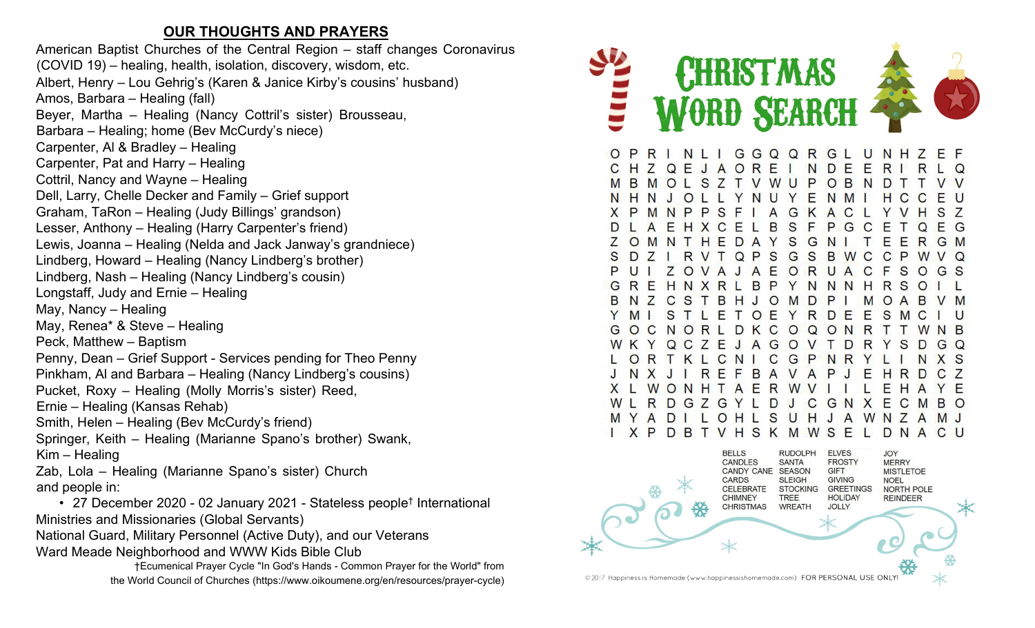## OUR THOUGHTS AND PRAYERS

American Baptist Churches of the Central Region – staff changes Coronavirus (COVID 19) – healing, health, isolation, discovery, wisdom, etc.
Albert, Henry – Lou Gehrig's (Karen & Janice Kirby's cousins' husband)
Amos, Barbara – Healing (fall)
Beyer, Martha – Healing (Nancy Cottril's sister) Brousseau, Barbara – Healing; home (Bev McCurdy's niece)
Carpenter, Al & Bradley – Healing
Carpenter, Pat and Harry – Healing
Cottril, Nancy and Wayne – Healing
Dell, Larry, Chelle Decker and Family – Grief support
Graham, TaRon – Healing (Judy Billings' grandson)
Lesser, Anthony – Healing (Harry Carpenter's friend)
Lewis, Joanna – Healing (Nelda and Jack Janway's grandniece)
Lindberg, Howard – Healing (Nancy Lindberg's brother)
Lindberg, Nash – Healing (Nancy Lindberg's cousin)
Longstaff, Judy and Ernie – Healing
May, Nancy – Healing
May, Renea* & Steve – Healing
Peck, Matthew – Baptism
Penny, Dean – Grief Support - Services pending for Theo Penny
Pinkham, Al and Barbara – Healing (Nancy Lindberg's cousins)
Pucket, Roxy – Healing (Molly Morris's sister) Reed, Ernie – Healing (Kansas Rehab)
Smith, Helen – Healing (Bev McCurdy's friend)
Springer, Keith – Healing (Marianne Spano's brother) Swank, Kim – Healing
Zab, Lola – Healing (Marianne Spano's sister) Church and people in:

- 27 December 2020 - 02 January 2021 - Stateless people† International Ministries and Missionaries (Global Servants)

National Guard, Military Personnel (Active Duty), and our Veterans
Ward Meade Neighborhood and WWW Kids Bible Club

†Ecumenical Prayer Cycle "In God's Hands - Common Prayer for the World" from the World Council of Churches (https://www.oikoumene.org/en/resources/prayer-cycle)

# CHRISTMAS WORD SEARCH

```
O P R I N L I G G Q Q R G L U N H Z E F
C H Z Q E J A O R E I N D E E R I R L Q
M B M O L S Z T V W U P O B N D T T V V
N H N J O L L Y N U Y E N M I H C C E U
X P M N P P S F I A G K A C L Y V H S Z
D L A E H X C E L B S F P G C E T Q E G
Z O M N T H E D A Y S G N I T E E R G M
S D Z I R V T Q P S G S B W C C P W V Q
P U I Z O V A J A E O R U A C F S O G S
G R E H N X R L B P Y N N N H R S O I L
B N Z C S T B H J O M D P I M O A B V M
Y M I S T L E T O E Y R D E E S M C I U
G O C N O R L D K C O Q O N R T T W N B
W K Y Q C Z E J A G O V T D R Y S D G Q
L O R T K L C N I C G P N R Y L I N X S
J N X J I R E F B A V A P J E H R D C Z
X L W O N H T A E R W V I I L E H A Y E
W L R D G Z G Y L D J C G N X E C M B O
M Y A D I L O H L S U H J A W N Z A M J
I X P D B T V H S K M W S E L D N A C U
```

| | | | |
|---|---|---|---|
| BELLS | RUDOLPH | ELVES | JOY |
| CANDLES | SANTA | FROSTY | MERRY |
| CANDY CANE | SEASON | GIFT | MISTLETOE |
| CARDS | SLEIGH | GIVING | NOEL |
| CELEBRATE | STOCKING | GREETINGS | NORTH POLE |
| CHIMNEY | TREE | HOLIDAY | REINDEER |
| CHRISTMAS | WREATH | JOLLY | |

© 2017 Happiness is Homemade (www.happinessishomemade.com) FOR PERSONAL USE ONLY!